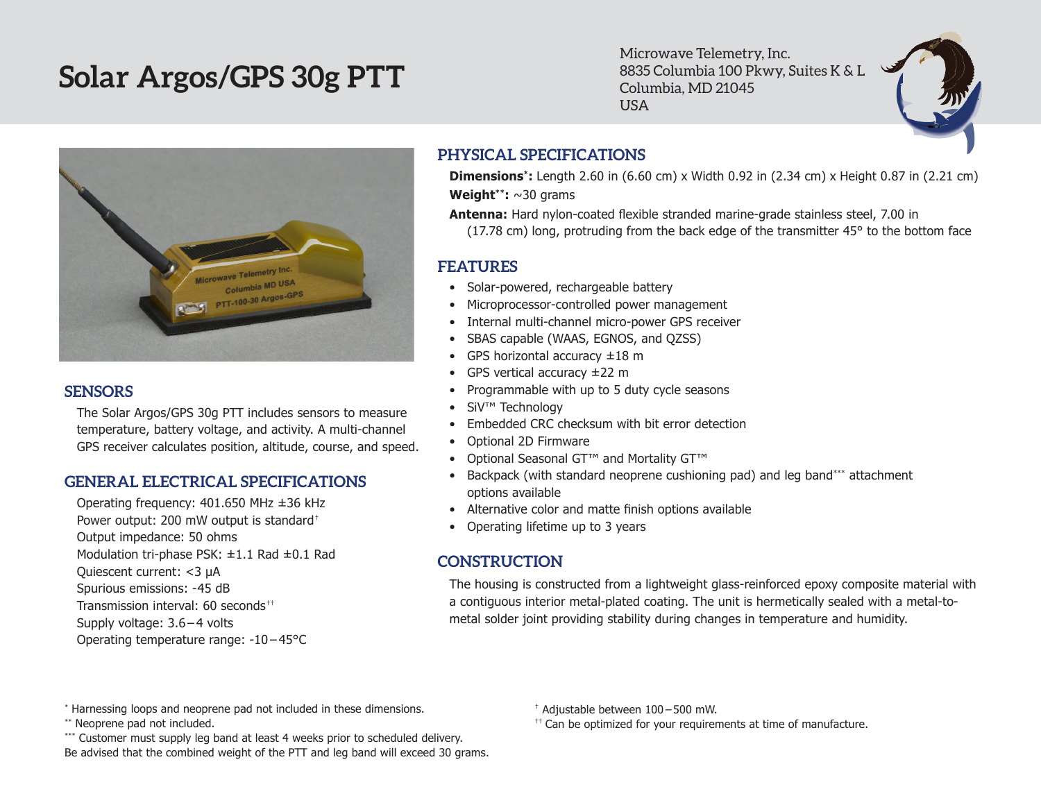# Solar Argos/GPS 30g PTT

Microwave Telemetry, Inc.
8835 Columbia 100 Pkwy, Suites K & L
Columbia, MD 21045
USA

## SENSORS

The Solar Argos/GPS 30g PTT includes sensors to measure temperature, battery voltage, and activity. A multi-channel GPS receiver calculates position, altitude, course, and speed.

## GENERAL ELECTRICAL SPECIFICATIONS

Operating frequency: 401.650 MHz ±36 kHz
Power output: 200 mW output is standard[†]
Output impedance: 50 ohms
Modulation tri-phase PSK: ±1.1 Rad ±0.1 Rad
Quiescent current: <3 μA
Spurious emissions: -45 dB
Transmission interval: 60 seconds[††]
Supply voltage: 3.6 – 4 volts
Operating temperature range: -10 – 45°C

## PHYSICAL SPECIFICATIONS

**Dimensions[*]:** Length 2.60 in (6.60 cm) x Width 0.92 in (2.34 cm) x Height 0.87 in (2.21 cm)

**Weight[**]:** ~30 grams

**Antenna:** Hard nylon-coated flexible stranded marine-grade stainless steel, 7.00 in (17.78 cm) long, protruding from the back edge of the transmitter 45° to the bottom face

## FEATURES

- Solar-powered, rechargeable battery
- Microprocessor-controlled power management
- Internal multi-channel micro-power GPS receiver
- SBAS capable (WAAS, EGNOS, and QZSS)
- GPS horizontal accuracy ±18 m
- GPS vertical accuracy ±22 m
- Programmable with up to 5 duty cycle seasons
- SiV™ Technology
- Embedded CRC checksum with bit error detection
- Optional 2D Firmware
- Optional Seasonal GT™ and Mortality GT™
- Backpack (with standard neoprene cushioning pad) and leg band[***] attachment options available
- Alternative color and matte finish options available
- Operating lifetime up to 3 years

## CONSTRUCTION

The housing is constructed from a lightweight glass-reinforced epoxy composite material with a contiguous interior metal-plated coating. The unit is hermetically sealed with a metal-to-metal solder joint providing stability during changes in temperature and humidity.

[*] Harnessing loops and neoprene pad not included in these dimensions.
[**] Neoprene pad not included.
[***] Customer must supply leg band at least 4 weeks prior to scheduled delivery.
Be advised that the combined weight of the PTT and leg band will exceed 30 grams.

[†] Adjustable between 100 – 500 mW.
[††] Can be optimized for your requirements at time of manufacture.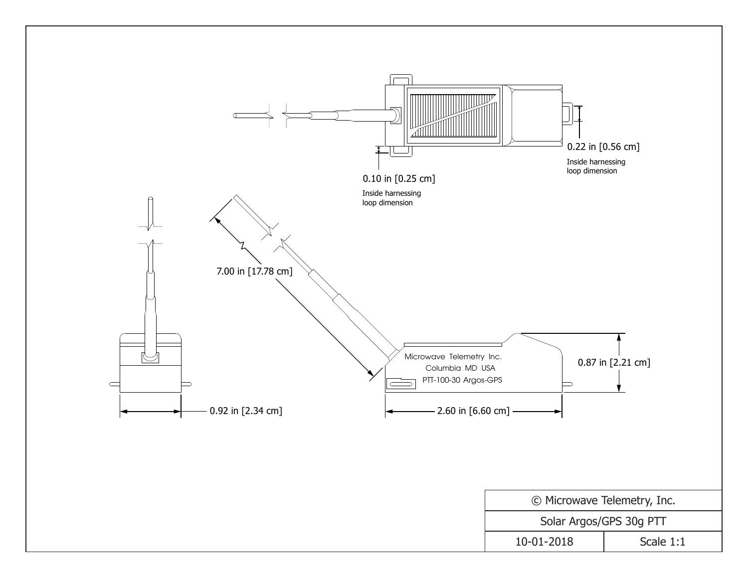0.22 in [0.56 cm]

Inside harnessing loop dimension

0.10 in [0.25 cm]

Inside harnessing loop dimension

7.00 in [17.78 cm]

Microwave Telemetry Inc.
Columbia MD USA
PTT-100-30 Argos-GPS

0.87 in [2.21 cm]

0.92 in [2.34 cm]

2.60 in [6.60 cm]

| | |
|---|---|
| © Microwave Telemetry, Inc. | |
| Solar Argos/GPS 30g PTT | |
| 10-01-2018 | Scale 1:1 |